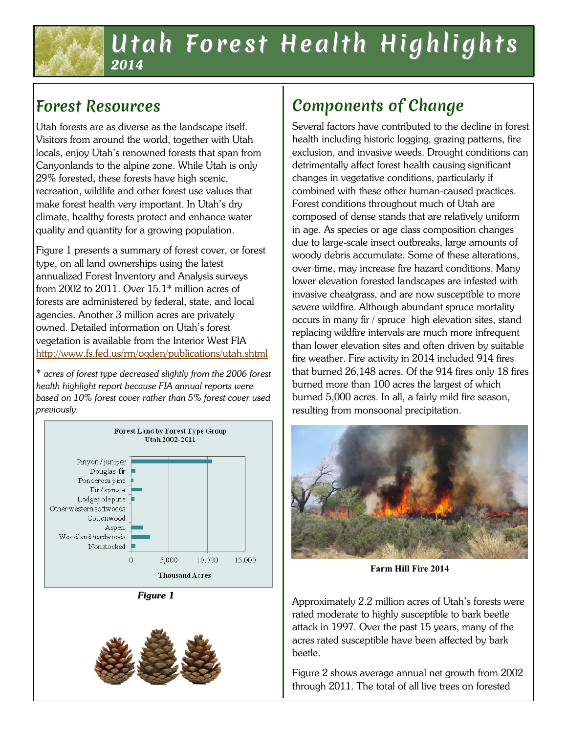# Utah Forest Health Highlights

*2014*

## Forest Resources

Utah forests are as diverse as the landscape itself. Visitors from around the world, together with Utah locals, enjoy Utah's renowned forests that span from Canyonlands to the alpine zone. While Utah is only 29% forested, these forests have high scenic, recreation, wildlife and other forest use values that make forest health very important. In Utah's dry climate, healthy forests protect and enhance water quality and quantity for a growing population.

Figure 1 presents a summary of forest cover, or forest type, on all land ownerships using the latest annualized Forest Inventory and Analysis surveys from 2002 to 2011. Over 15.1* million acres of forests are administered by federal, state, and local agencies. Another 3 million acres are privately owned. Detailed information on Utah's forest vegetation is available from the Interior West FIA http://www.fs.fed.us/rm/ogden/publications/utah.shtml

* *acres of forest type decreased slightly from the 2006 forest health highlight report because FIA annual reports were based on 10% forest cover rather than 5% forest cover used previously.*

***Figure 1***

## Components of Change

Several factors have contributed to the decline in forest health including historic logging, grazing patterns, fire exclusion, and invasive weeds. Drought conditions can detrimentally affect forest health causing significant changes in vegetative conditions, particularly if combined with these other human-caused practices. Forest conditions throughout much of Utah are composed of dense stands that are relatively uniform in age. As species or age class composition changes due to large-scale insect outbreaks, large amounts of woody debris accumulate. Some of these alterations, over time, may increase fire hazard conditions. Many lower elevation forested landscapes are infested with invasive cheatgrass, and are now susceptible to more severe wildfire. Although abundant spruce mortality occurs in many fir / spruce high elevation sites, stand replacing wildfire intervals are much more infrequent than lower elevation sites and often driven by suitable fire weather. Fire activity in 2014 included 914 fires that burned 26,148 acres. Of the 914 fires only 18 fires burned more than 100 acres the largest of which burned 5,000 acres. In all, a fairly mild fire season, resulting from monsoonal precipitation.

**Farm Hill Fire 2014**

Approximately 2.2 million acres of Utah's forests were rated moderate to highly susceptible to bark beetle attack in 1997. Over the past 15 years, many of the acres rated susceptible have been affected by bark beetle.

Figure 2 shows average annual net growth from 2002 through 2011. The total of all live trees on forested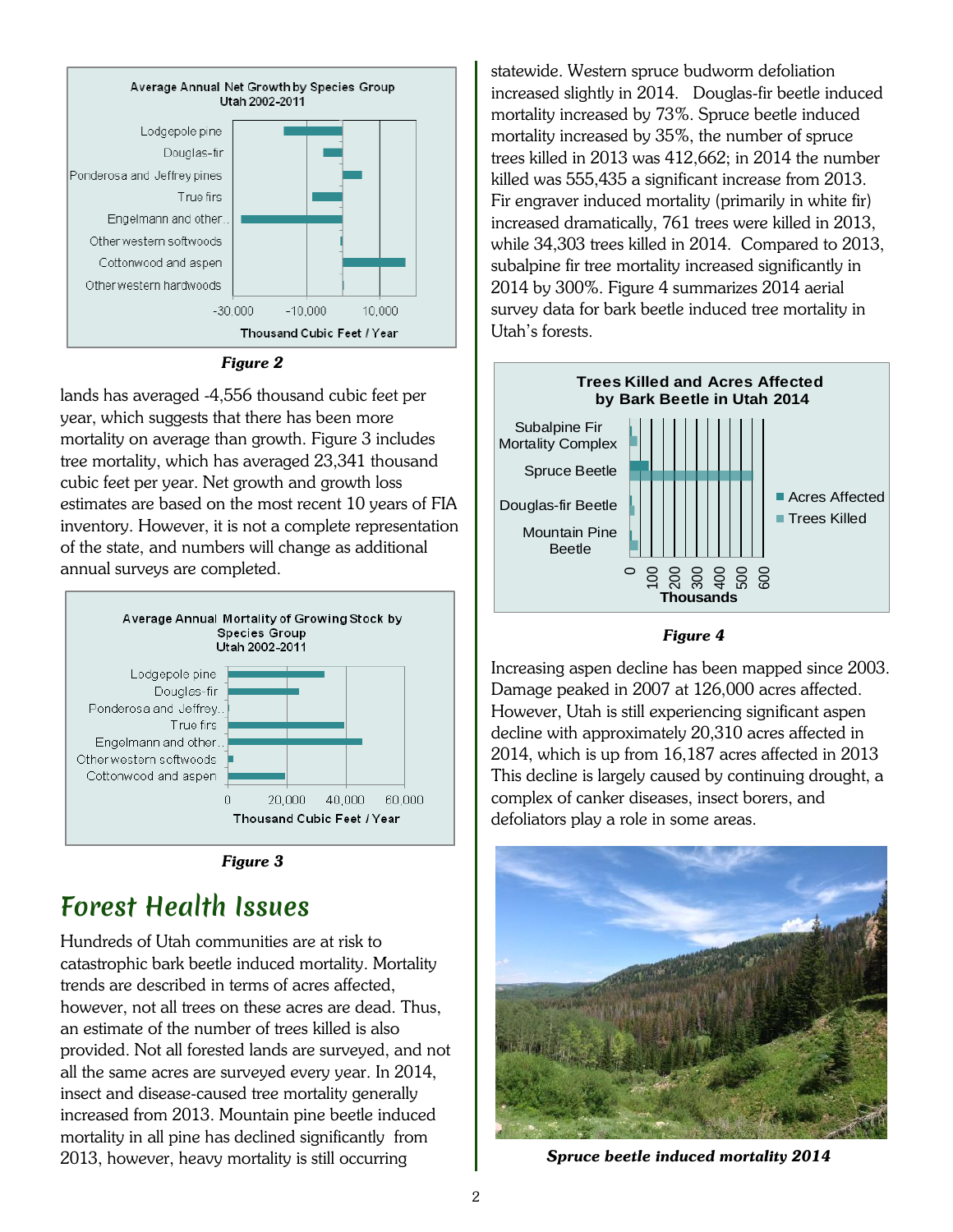Figure 2

lands has averaged -4,556 thousand cubic feet per year, which suggests that there has been more mortality on average than growth. Figure 3 includes tree mortality, which has averaged 23,341 thousand cubic feet per year. Net growth and growth loss estimates are based on the most recent 10 years of FIA inventory. However, it is not a complete representation of the state, and numbers will change as additional annual surveys are completed.

Figure 3

# Forest Health Issues

Hundreds of Utah communities are at risk to catastrophic bark beetle induced mortality. Mortality trends are described in terms of acres affected, however, not all trees on these acres are dead. Thus, an estimate of the number of trees killed is also provided. Not all forested lands are surveyed, and not all the same acres are surveyed every year. In 2014, insect and disease-caused tree mortality generally increased from 2013. Mountain pine beetle induced mortality in all pine has declined significantly from 2013, however, heavy mortality is still occurring statewide. Western spruce budworm defoliation increased slightly in 2014. Douglas-fir beetle induced mortality increased by 73%. Spruce beetle induced mortality increased by 35%, the number of spruce trees killed in 2013 was 412,662; in 2014 the number killed was 555,435 a significant increase from 2013. Fir engraver induced mortality (primarily in white fir) increased dramatically, 761 trees were killed in 2013, while 34,303 trees killed in 2014. Compared to 2013, subalpine fir tree mortality increased significantly in 2014 by 300%. Figure 4 summarizes 2014 aerial survey data for bark beetle induced tree mortality in Utah's forests.

Figure 4

Increasing aspen decline has been mapped since 2003. Damage peaked in 2007 at 126,000 acres affected. However, Utah is still experiencing significant aspen decline with approximately 20,310 acres affected in 2014, which is up from 16,187 acres affected in 2013. This decline is largely caused by continuing drought, a complex of canker diseases, insect borers, and defoliators play a role in some areas.

*Spruce beetle induced mortality 2014*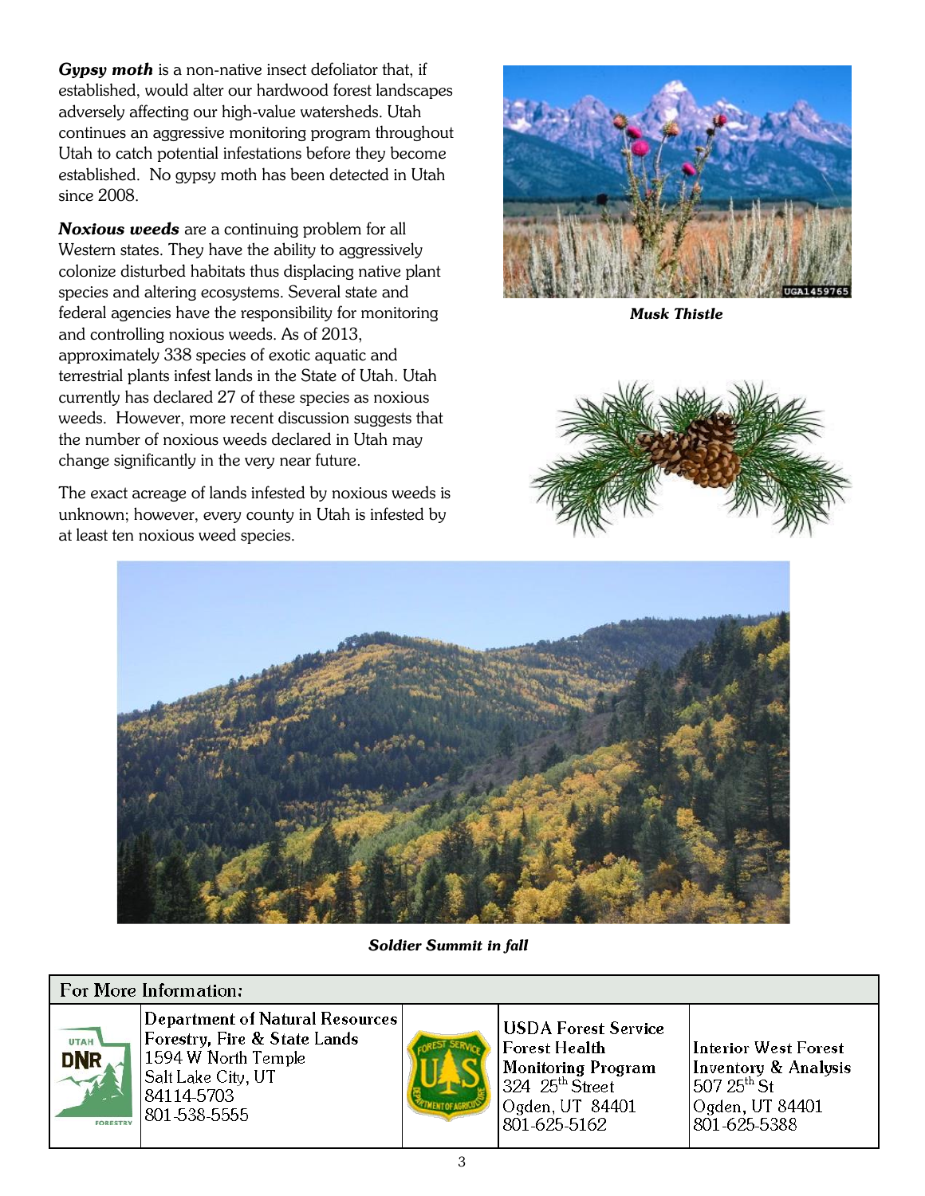***Gypsy moth*** is a non-native insect defoliator that, if established, would alter our hardwood forest landscapes adversely affecting our high-value watersheds. Utah continues an aggressive monitoring program throughout Utah to catch potential infestations before they become established. No gypsy moth has been detected in Utah since 2008.

***Noxious weeds*** are a continuing problem for all Western states. They have the ability to aggressively colonize disturbed habitats thus displacing native plant species and altering ecosystems. Several state and federal agencies have the responsibility for monitoring and controlling noxious weeds. As of 2013, approximately 338 species of exotic aquatic and terrestrial plants infest lands in the State of Utah. Utah currently has declared 27 of these species as noxious weeds. However, more recent discussion suggests that the number of noxious weeds declared in Utah may change significantly in the very near future.

The exact acreage of lands infested by noxious weeds is unknown; however, every county in Utah is infested by at least ten noxious weed species.

***Musk Thistle***

***Soldier Summit in fall***

## For More Information:

| | | | |
|---|---|---|---|
| **Department of Natural Resources Forestry, Fire & State Lands** 1594 W North Temple Salt Lake City, UT 84114-5703 801-538-5555 | **USDA Forest Service Forest Health Monitoring Program** 324 25th Street Ogden, UT 84401 801-625-5162 | **Interior West Forest Inventory & Analysis** 507 25th St Ogden, UT 84401 801-625-5388 | |